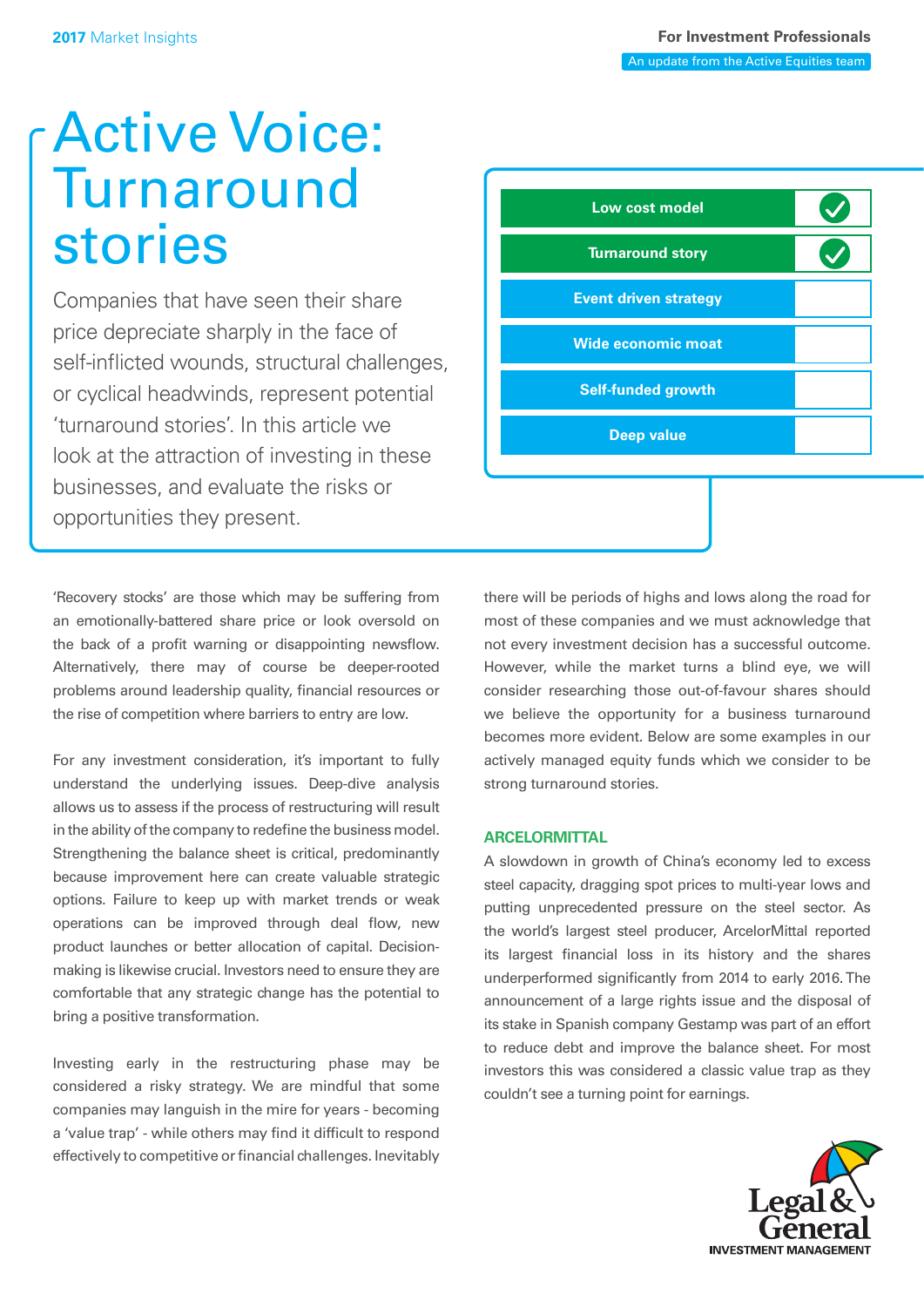2017 Market Insights

For Investment Professionals

An update from the Active Equities team

# Active Voice: Turnaround stories

Companies that have seen their share price depreciate sharply in the face of self-inflicted wounds, structural challenges, or cyclical headwinds, represent potential 'turnaround stories'. In this article we look at the attraction of investing in these businesses, and evaluate the risks or opportunities they present.

| Strategy | |
|---|---|
| Low cost model | ✓ |
| Turnaround story | ✓ |
| Event driven strategy | |
| Wide economic moat | |
| Self-funded growth | |
| Deep value | |

'Recovery stocks' are those which may be suffering from an emotionally-battered share price or look oversold on the back of a profit warning or disappointing newsflow. Alternatively, there may of course be deeper-rooted problems around leadership quality, financial resources or the rise of competition where barriers to entry are low.

For any investment consideration, it's important to fully understand the underlying issues. Deep-dive analysis allows us to assess if the process of restructuring will result in the ability of the company to redefine the business model. Strengthening the balance sheet is critical, predominantly because improvement here can create valuable strategic options. Failure to keep up with market trends or weak operations can be improved through deal flow, new product launches or better allocation of capital. Decision-making is likewise crucial. Investors need to ensure they are comfortable that any strategic change has the potential to bring a positive transformation.

Investing early in the restructuring phase may be considered a risky strategy. We are mindful that some companies may languish in the mire for years - becoming a 'value trap' - while others may find it difficult to respond effectively to competitive or financial challenges. Inevitably there will be periods of highs and lows along the road for most of these companies and we must acknowledge that not every investment decision has a successful outcome. However, while the market turns a blind eye, we will consider researching those out-of-favour shares should we believe the opportunity for a business turnaround becomes more evident. Below are some examples in our actively managed equity funds which we consider to be strong turnaround stories.

## ARCELORMITTAL

A slowdown in growth of China's economy led to excess steel capacity, dragging spot prices to multi-year lows and putting unprecedented pressure on the steel sector. As the world's largest steel producer, ArcelorMittal reported its largest financial loss in its history and the shares underperformed significantly from 2014 to early 2016. The announcement of a large rights issue and the disposal of its stake in Spanish company Gestamp was part of an effort to reduce debt and improve the balance sheet. For most investors this was considered a classic value trap as they couldn't see a turning point for earnings.

Legal & General INVESTMENT MANAGEMENT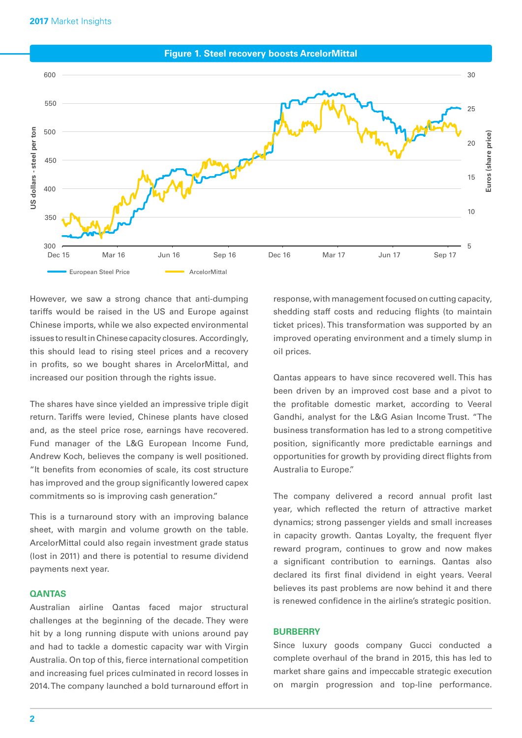**Figure 1. Steel recovery boosts ArcelorMittal**

However, we saw a strong chance that anti-dumping tariffs would be raised in the US and Europe against Chinese imports, while we also expected environmental issues to result in Chinese capacity closures. Accordingly, this should lead to rising steel prices and a recovery in profits, so we bought shares in ArcelorMittal, and increased our position through the rights issue.

The shares have since yielded an impressive triple digit return. Tariffs were levied, Chinese plants have closed and, as the steel price rose, earnings have recovered. Fund manager of the L&G European Income Fund, Andrew Koch, believes the company is well positioned. "It benefits from economies of scale, its cost structure has improved and the group significantly lowered capex commitments so is improving cash generation."

This is a turnaround story with an improving balance sheet, with margin and volume growth on the table. ArcelorMittal could also regain investment grade status (lost in 2011) and there is potential to resume dividend payments next year.

### QANTAS

Australian airline Qantas faced major structural challenges at the beginning of the decade. They were hit by a long running dispute with unions around pay and had to tackle a domestic capacity war with Virgin Australia. On top of this, fierce international competition and increasing fuel prices culminated in record losses in 2014. The company launched a bold turnaround effort in response, with management focused on cutting capacity, shedding staff costs and reducing flights (to maintain ticket prices). This transformation was supported by an improved operating environment and a timely slump in oil prices.

Qantas appears to have since recovered well. This has been driven by an improved cost base and a pivot to the profitable domestic market, according to Veeral Gandhi, analyst for the L&G Asian Income Trust. "The business transformation has led to a strong competitive position, significantly more predictable earnings and opportunities for growth by providing direct flights from Australia to Europe."

The company delivered a record annual profit last year, which reflected the return of attractive market dynamics; strong passenger yields and small increases in capacity growth. Qantas Loyalty, the frequent flyer reward program, continues to grow and now makes a significant contribution to earnings. Qantas also declared its first final dividend in eight years. Veeral believes its past problems are now behind it and there is renewed confidence in the airline's strategic position.

### BURBERRY

Since luxury goods company Gucci conducted a complete overhaul of the brand in 2015, this has led to market share gains and impeccable strategic execution on margin progression and top-line performance.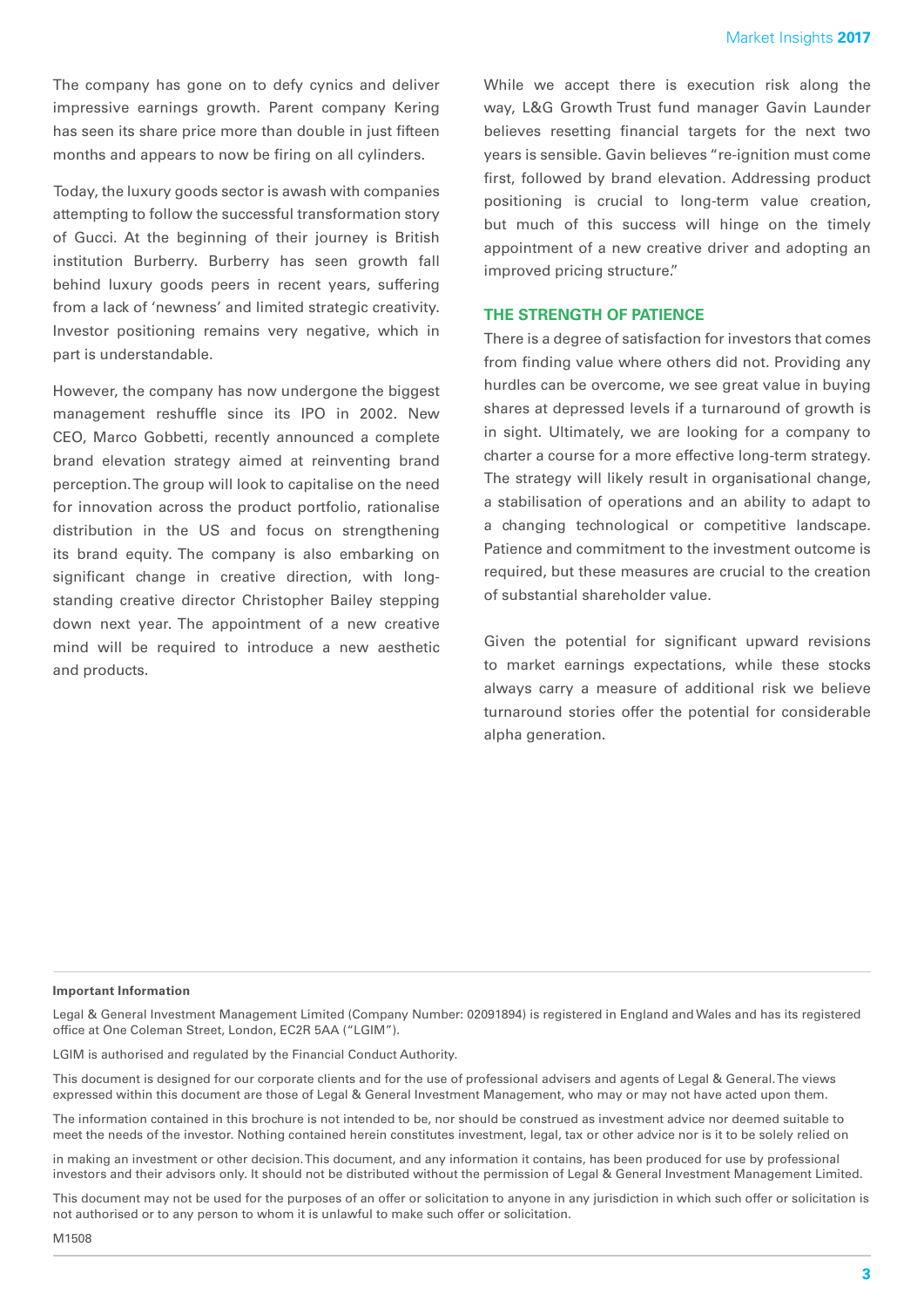The company has gone on to defy cynics and deliver impressive earnings growth. Parent company Kering has seen its share price more than double in just fifteen months and appears to now be firing on all cylinders.

Today, the luxury goods sector is awash with companies attempting to follow the successful transformation story of Gucci. At the beginning of their journey is British institution Burberry. Burberry has seen growth fall behind luxury goods peers in recent years, suffering from a lack of 'newness' and limited strategic creativity. Investor positioning remains very negative, which in part is understandable.

However, the company has now undergone the biggest management reshuffle since its IPO in 2002. New CEO, Marco Gobbetti, recently announced a complete brand elevation strategy aimed at reinventing brand perception. The group will look to capitalise on the need for innovation across the product portfolio, rationalise distribution in the US and focus on strengthening its brand equity. The company is also embarking on significant change in creative direction, with long-standing creative director Christopher Bailey stepping down next year. The appointment of a new creative mind will be required to introduce a new aesthetic and products.

While we accept there is execution risk along the way, L&G Growth Trust fund manager Gavin Launder believes resetting financial targets for the next two years is sensible. Gavin believes "re-ignition must come first, followed by brand elevation. Addressing product positioning is crucial to long-term value creation, but much of this success will hinge on the timely appointment of a new creative driver and adopting an improved pricing structure."

## THE STRENGTH OF PATIENCE

There is a degree of satisfaction for investors that comes from finding value where others did not. Providing any hurdles can be overcome, we see great value in buying shares at depressed levels if a turnaround of growth is in sight. Ultimately, we are looking for a company to charter a course for a more effective long-term strategy. The strategy will likely result in organisational change, a stabilisation of operations and an ability to adapt to a changing technological or competitive landscape. Patience and commitment to the investment outcome is required, but these measures are crucial to the creation of substantial shareholder value.

Given the potential for significant upward revisions to market earnings expectations, while these stocks always carry a measure of additional risk we believe turnaround stories offer the potential for considerable alpha generation.

**Important Information**

Legal & General Investment Management Limited (Company Number: 02091894) is registered in England and Wales and has its registered office at One Coleman Street, London, EC2R 5AA ("LGIM").

LGIM is authorised and regulated by the Financial Conduct Authority.

This document is designed for our corporate clients and for the use of professional advisers and agents of Legal & General. The views expressed within this document are those of Legal & General Investment Management, who may or may not have acted upon them.

The information contained in this brochure is not intended to be, nor should be construed as investment advice nor deemed suitable to meet the needs of the investor. Nothing contained herein constitutes investment, legal, tax or other advice nor is it to be solely relied on in making an investment or other decision. This document, and any information it contains, has been produced for use by professional investors and their advisors only. It should not be distributed without the permission of Legal & General Investment Management Limited.

This document may not be used for the purposes of an offer or solicitation to anyone in any jurisdiction in which such offer or solicitation is not authorised or to any person to whom it is unlawful to make such offer or solicitation.

M1508